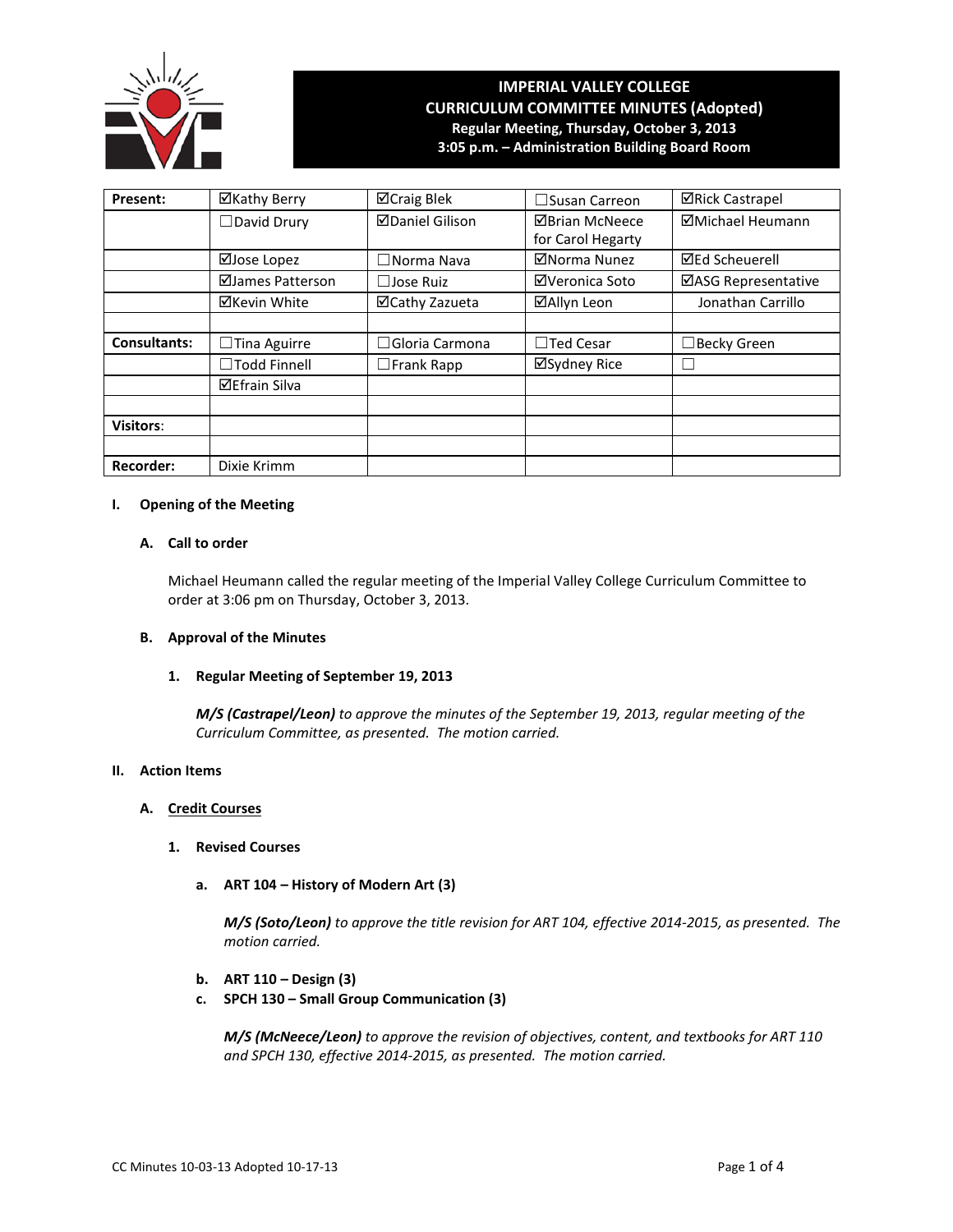# IMPERIAL VALLEY COLLEGE
## CURRICULUM COMMITTEE MINUTES (Adopted)
### Regular Meeting, Thursday, October 3, 2013
### 3:05 p.m. – Administration Building Board Room

| Present: | ☑Kathy Berry | ☑Craig Blek | ☐Susan Carreon | ☑Rick Castrapel |
|---|---|---|---|---|
| | ☐David Drury | ☑Daniel Gilison | ☑Brian McNeece for Carol Hegarty | ☑Michael Heumann |
| | ☑Jose Lopez | ☐Norma Nava | ☑Norma Nunez | ☑Ed Scheuerell |
| | ☑James Patterson | ☐Jose Ruiz | ☑Veronica Soto | ☑ASG Representative |
| | ☑Kevin White | ☑Cathy Zazueta | ☑Allyn Leon | Jonathan Carrillo |
| | | | | |
| Consultants: | ☐Tina Aguirre | ☐Gloria Carmona | ☐Ted Cesar | ☐Becky Green |
| | ☐Todd Finnell | ☐Frank Rapp | ☑Sydney Rice | ☐ |
| | ☑Efrain Silva | | | |
| | | | | |
| Visitors: | | | | |
| | | | | |
| Recorder: | Dixie Krimm | | | |

**I. Opening of the Meeting**

**A. Call to order**

Michael Heumann called the regular meeting of the Imperial Valley College Curriculum Committee to order at 3:06 pm on Thursday, October 3, 2013.

**B. Approval of the Minutes**

**1. Regular Meeting of September 19, 2013**

***M/S (Castrapel/Leon)*** *to approve the minutes of the September 19, 2013, regular meeting of the Curriculum Committee, as presented. The motion carried.*

**II. Action Items**

**A. Credit Courses**

**1. Revised Courses**

**a. ART 104 – History of Modern Art (3)**

***M/S (Soto/Leon)*** *to approve the title revision for ART 104, effective 2014-2015, as presented. The motion carried.*

**b. ART 110 – Design (3)**

**c. SPCH 130 – Small Group Communication (3)**

***M/S (McNeece/Leon)*** *to approve the revision of objectives, content, and textbooks for ART 110 and SPCH 130, effective 2014-2015, as presented. The motion carried.*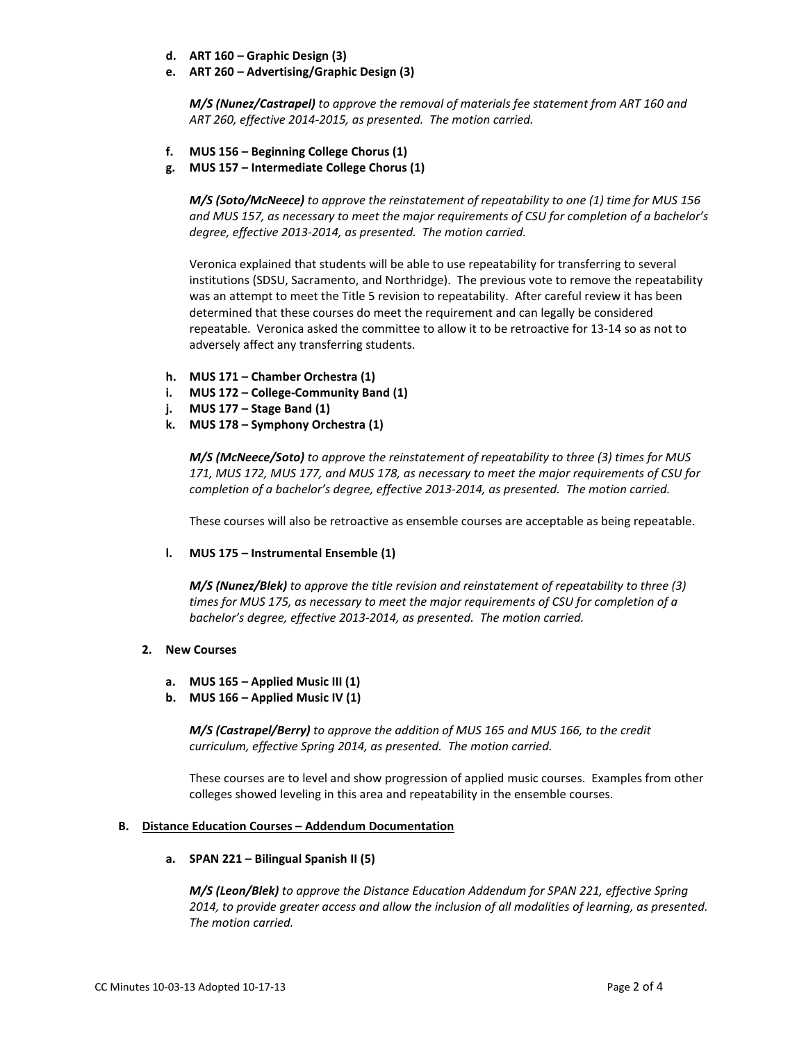d. **ART 160 – Graphic Design (3)**
e. **ART 260 – Advertising/Graphic Design (3)**

*__M/S (Nunez/Castrapel)__ to approve the removal of materials fee statement from ART 160 and ART 260, effective 2014-2015, as presented. The motion carried.*

f. **MUS 156 – Beginning College Chorus (1)**
g. **MUS 157 – Intermediate College Chorus (1)**

*__M/S (Soto/McNeece)__ to approve the reinstatement of repeatability to one (1) time for MUS 156 and MUS 157, as necessary to meet the major requirements of CSU for completion of a bachelor's degree, effective 2013-2014, as presented. The motion carried.*

Veronica explained that students will be able to use repeatability for transferring to several institutions (SDSU, Sacramento, and Northridge). The previous vote to remove the repeatability was an attempt to meet the Title 5 revision to repeatability. After careful review it has been determined that these courses do meet the requirement and can legally be considered repeatable. Veronica asked the committee to allow it to be retroactive for 13-14 so as not to adversely affect any transferring students.

h. **MUS 171 – Chamber Orchestra (1)**
i. **MUS 172 – College-Community Band (1)**
j. **MUS 177 – Stage Band (1)**
k. **MUS 178 – Symphony Orchestra (1)**

*__M/S (McNeece/Soto)__ to approve the reinstatement of repeatability to three (3) times for MUS 171, MUS 172, MUS 177, and MUS 178, as necessary to meet the major requirements of CSU for completion of a bachelor's degree, effective 2013-2014, as presented. The motion carried.*

These courses will also be retroactive as ensemble courses are acceptable as being repeatable.

l. **MUS 175 – Instrumental Ensemble (1)**

*__M/S (Nunez/Blek)__ to approve the title revision and reinstatement of repeatability to three (3) times for MUS 175, as necessary to meet the major requirements of CSU for completion of a bachelor's degree, effective 2013-2014, as presented. The motion carried.*

2. **New Courses**

a. **MUS 165 – Applied Music III (1)**
b. **MUS 166 – Applied Music IV (1)**

*__M/S (Castrapel/Berry)__ to approve the addition of MUS 165 and MUS 166, to the credit curriculum, effective Spring 2014, as presented. The motion carried.*

These courses are to level and show progression of applied music courses. Examples from other colleges showed leveling in this area and repeatability in the ensemble courses.

**B. <u>Distance Education Courses – Addendum Documentation</u>**

a. **SPAN 221 – Bilingual Spanish II (5)**

*__M/S (Leon/Blek)__ to approve the Distance Education Addendum for SPAN 221, effective Spring 2014, to provide greater access and allow the inclusion of all modalities of learning, as presented. The motion carried.*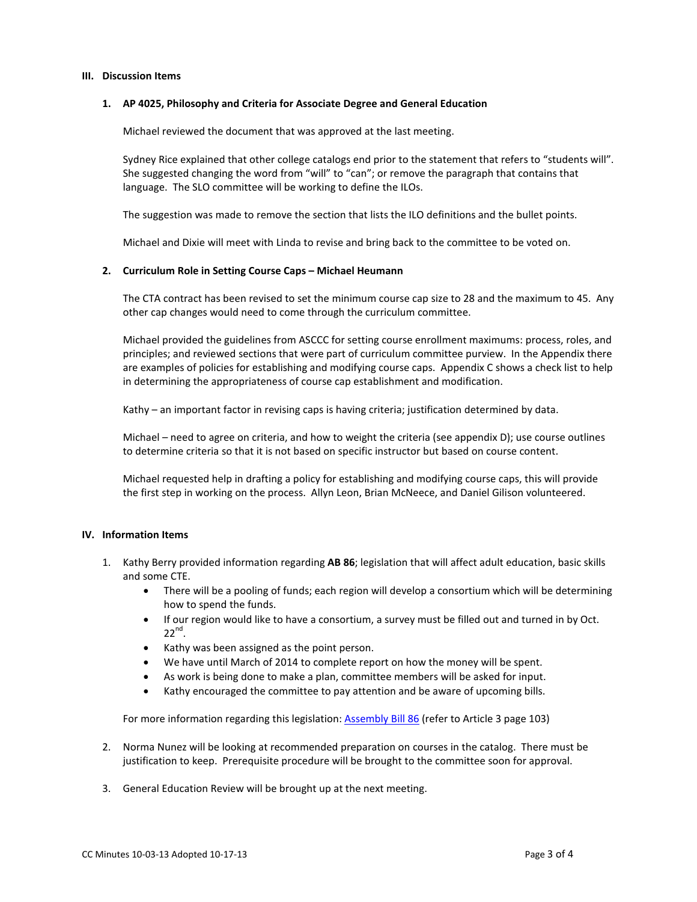## III. Discussion Items

### 1. AP 4025, Philosophy and Criteria for Associate Degree and General Education

Michael reviewed the document that was approved at the last meeting.

Sydney Rice explained that other college catalogs end prior to the statement that refers to "students will". She suggested changing the word from "will" to "can"; or remove the paragraph that contains that language. The SLO committee will be working to define the ILOs.

The suggestion was made to remove the section that lists the ILO definitions and the bullet points.

Michael and Dixie will meet with Linda to revise and bring back to the committee to be voted on.

### 2. Curriculum Role in Setting Course Caps – Michael Heumann

The CTA contract has been revised to set the minimum course cap size to 28 and the maximum to 45. Any other cap changes would need to come through the curriculum committee.

Michael provided the guidelines from ASCCC for setting course enrollment maximums: process, roles, and principles; and reviewed sections that were part of curriculum committee purview. In the Appendix there are examples of policies for establishing and modifying course caps. Appendix C shows a check list to help in determining the appropriateness of course cap establishment and modification.

Kathy – an important factor in revising caps is having criteria; justification determined by data.

Michael – need to agree on criteria, and how to weight the criteria (see appendix D); use course outlines to determine criteria so that it is not based on specific instructor but based on course content.

Michael requested help in drafting a policy for establishing and modifying course caps, this will provide the first step in working on the process. Allyn Leon, Brian McNeece, and Daniel Gilison volunteered.

## IV. Information Items

1. Kathy Berry provided information regarding **AB 86**; legislation that will affect adult education, basic skills and some CTE.
   - There will be a pooling of funds; each region will develop a consortium which will be determining how to spend the funds.
   - If our region would like to have a consortium, a survey must be filled out and turned in by Oct. 22nd.
   - Kathy was been assigned as the point person.
   - We have until March of 2014 to complete report on how the money will be spent.
   - As work is being done to make a plan, committee members will be asked for input.
   - Kathy encouraged the committee to pay attention and be aware of upcoming bills.

   For more information regarding this legislation: Assembly Bill 86 (refer to Article 3 page 103)

2. Norma Nunez will be looking at recommended preparation on courses in the catalog. There must be justification to keep. Prerequisite procedure will be brought to the committee soon for approval.

3. General Education Review will be brought up at the next meeting.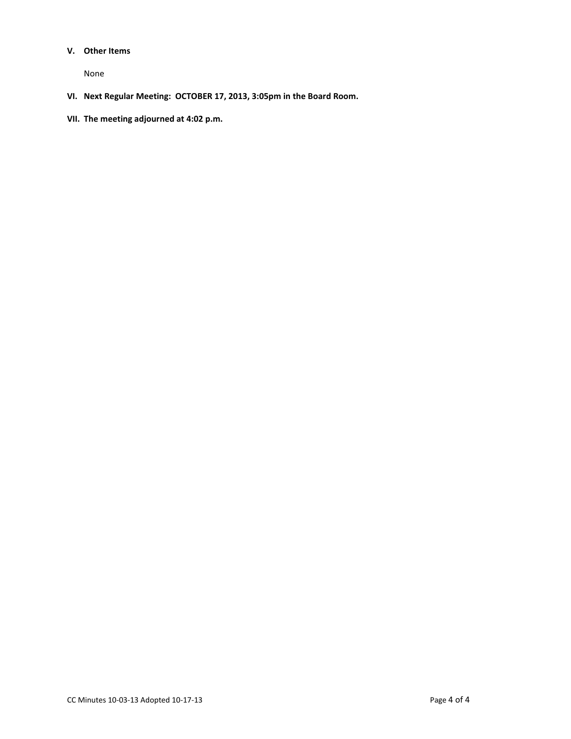**V. Other Items**

None

**VI. Next Regular Meeting: OCTOBER 17, 2013, 3:05pm in the Board Room.**

**VII. The meeting adjourned at 4:02 p.m.**